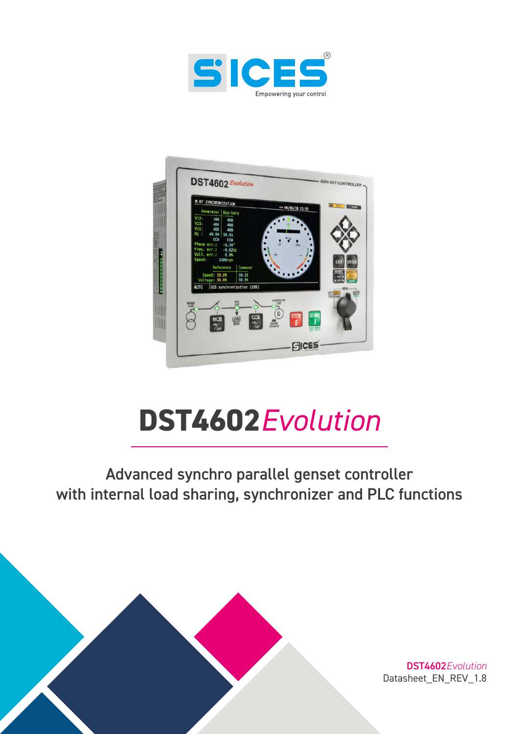SICES

Empowering your control

# DST4602*Evolution*

## Advanced synchro parallel genset controller with internal load sharing, synchronizer and PLC functions

**DST4602***Evolution*

Datasheet_EN_REV_1.8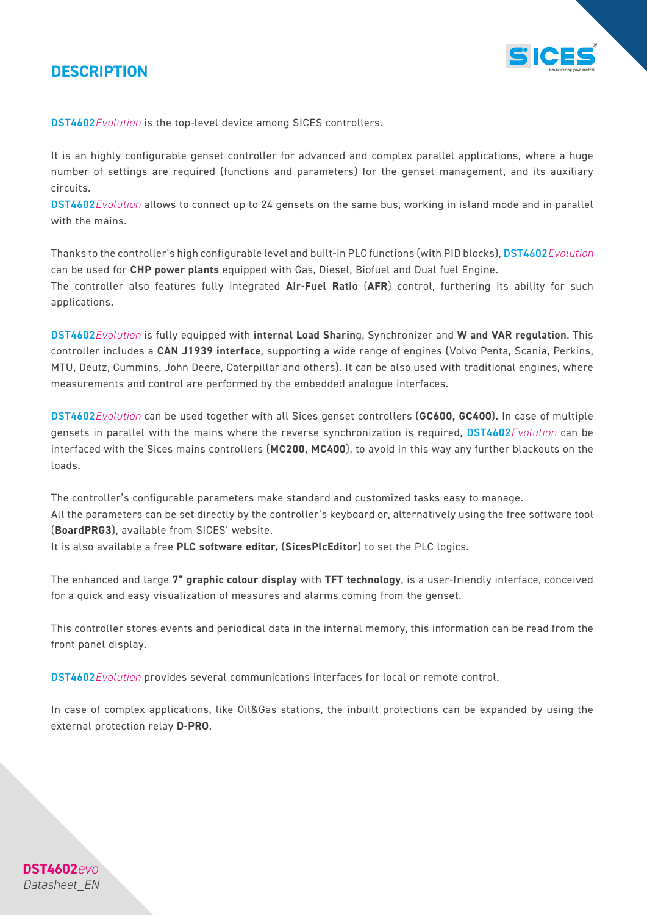# DESCRIPTION

DST4602*Evolution* is the top-level device among SICES controllers.

It is an highly configurable genset controller for advanced and complex parallel applications, where a huge number of settings are required (functions and parameters) for the genset management, and its auxiliary circuits.
DST4602*Evolution* allows to connect up to 24 gensets on the same bus, working in island mode and in parallel with the mains.

Thanks to the controller's high configurable level and built-in PLC functions (with PID blocks), DST4602*Evolution* can be used for **CHP power plants** equipped with Gas, Diesel, Biofuel and Dual fuel Engine.
The controller also features fully integrated **Air-Fuel Ratio** (**AFR**) control, furthering its ability for such applications.

DST4602*Evolution* is fully equipped with **internal Load Sharin**g, Synchronizer and **W and VAR regulation**. This controller includes a **CAN J1939 interface**, supporting a wide range of engines (Volvo Penta, Scania, Perkins, MTU, Deutz, Cummins, John Deere, Caterpillar and others). It can be also used with traditional engines, where measurements and control are performed by the embedded analogue interfaces.

DST4602*Evolution* can be used together with all Sices genset controllers (**GC600, GC400**). In case of multiple gensets in parallel with the mains where the reverse synchronization is required, DST4602*Evolution* can be interfaced with the Sices mains controllers (**MC200, MC400**), to avoid in this way any further blackouts on the loads.

The controller's configurable parameters make standard and customized tasks easy to manage.
All the parameters can be set directly by the controller's keyboard or, alternatively using the free software tool (**BoardPRG3**), available from SICES' website.
It is also available a free **PLC software editor,** (**SicesPlcEditor**) to set the PLC logics.

The enhanced and large **7" graphic colour display** with **TFT technology**, is a user-friendly interface, conceived for a quick and easy visualization of measures and alarms coming from the genset.

This controller stores events and periodical data in the internal memory, this information can be read from the front panel display.

DST4602*Evolution* provides several communications interfaces for local or remote control.

In case of complex applications, like Oil&Gas stations, the inbuilt protections can be expanded by using the external protection relay **D-PRO**.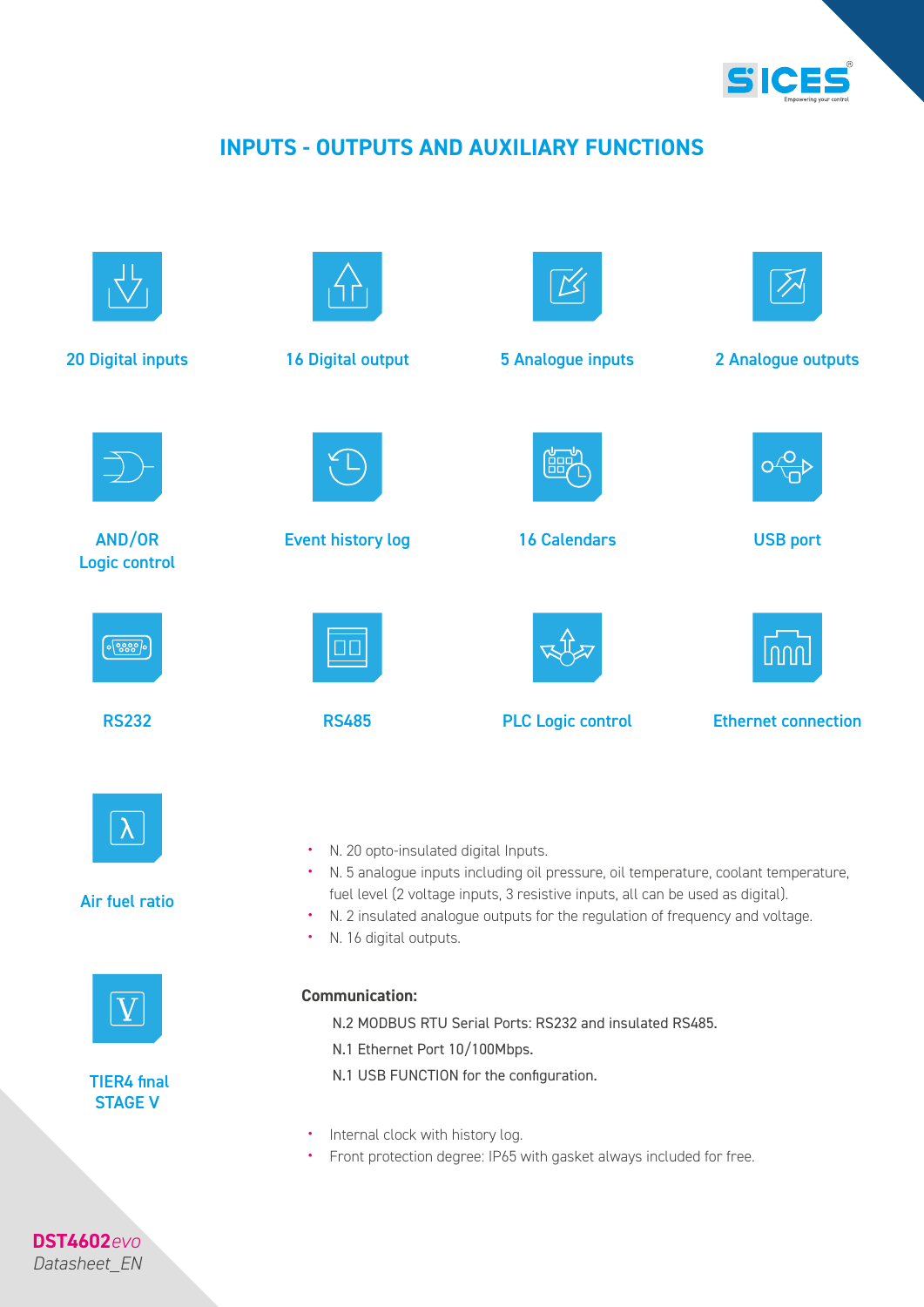# INPUTS - OUTPUTS AND AUXILIARY FUNCTIONS

20 Digital inputs

16 Digital output

5 Analogue inputs

2 Analogue outputs

AND/OR Logic control

Event history log

16 Calendars

USB port

RS232

RS485

PLC Logic control

Ethernet connection

Air fuel ratio

TIER4 final STAGE V

- N. 20 opto-insulated digital Inputs.
- N. 5 analogue inputs including oil pressure, oil temperature, coolant temperature, fuel level (2 voltage inputs, 3 resistive inputs, all can be used as digital).
- N. 2 insulated analogue outputs for the regulation of frequency and voltage.
- N. 16 digital outputs.

**Communication:**

N.2 MODBUS RTU Serial Ports: RS232 and insulated RS485.

N.1 Ethernet Port 10/100Mbps.

N.1 USB FUNCTION for the configuration.

- Internal clock with history log.
- Front protection degree: IP65 with gasket always included for free.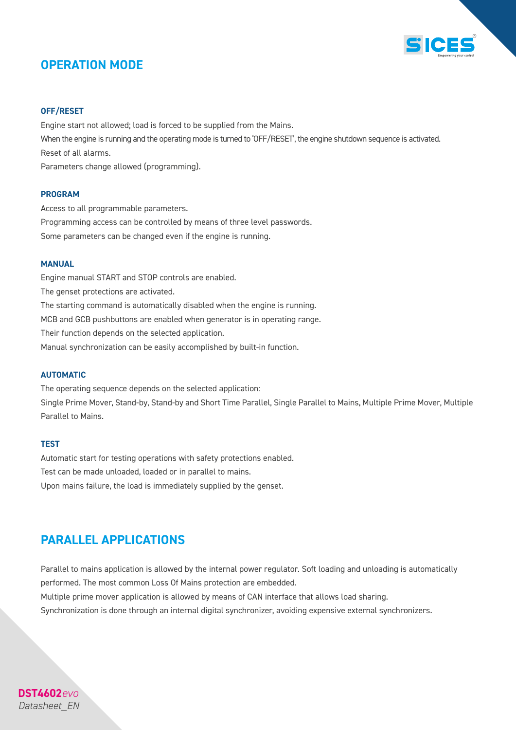## OPERATION MODE

### OFF/RESET

Engine start not allowed; load is forced to be supplied from the Mains.

When the engine is running and the operating mode is turned to 'OFF/RESET', the engine shutdown sequence is activated.

Reset of all alarms.

Parameters change allowed (programming).

### PROGRAM

Access to all programmable parameters.

Programming access can be controlled by means of three level passwords.

Some parameters can be changed even if the engine is running.

### MANUAL

Engine manual START and STOP controls are enabled.

The genset protections are activated.

The starting command is automatically disabled when the engine is running.

MCB and GCB pushbuttons are enabled when generator is in operating range.

Their function depends on the selected application.

Manual synchronization can be easily accomplished by built-in function.

### AUTOMATIC

The operating sequence depends on the selected application:

Single Prime Mover, Stand-by, Stand-by and Short Time Parallel, Single Parallel to Mains, Multiple Prime Mover, Multiple Parallel to Mains.

### TEST

Automatic start for testing operations with safety protections enabled.

Test can be made unloaded, loaded or in parallel to mains.

Upon mains failure, the load is immediately supplied by the genset.

## PARALLEL APPLICATIONS

Parallel to mains application is allowed by the internal power regulator. Soft loading and unloading is automatically performed. The most common Loss Of Mains protection are embedded.

Multiple prime mover application is allowed by means of CAN interface that allows load sharing.

Synchronization is done through an internal digital synchronizer, avoiding expensive external synchronizers.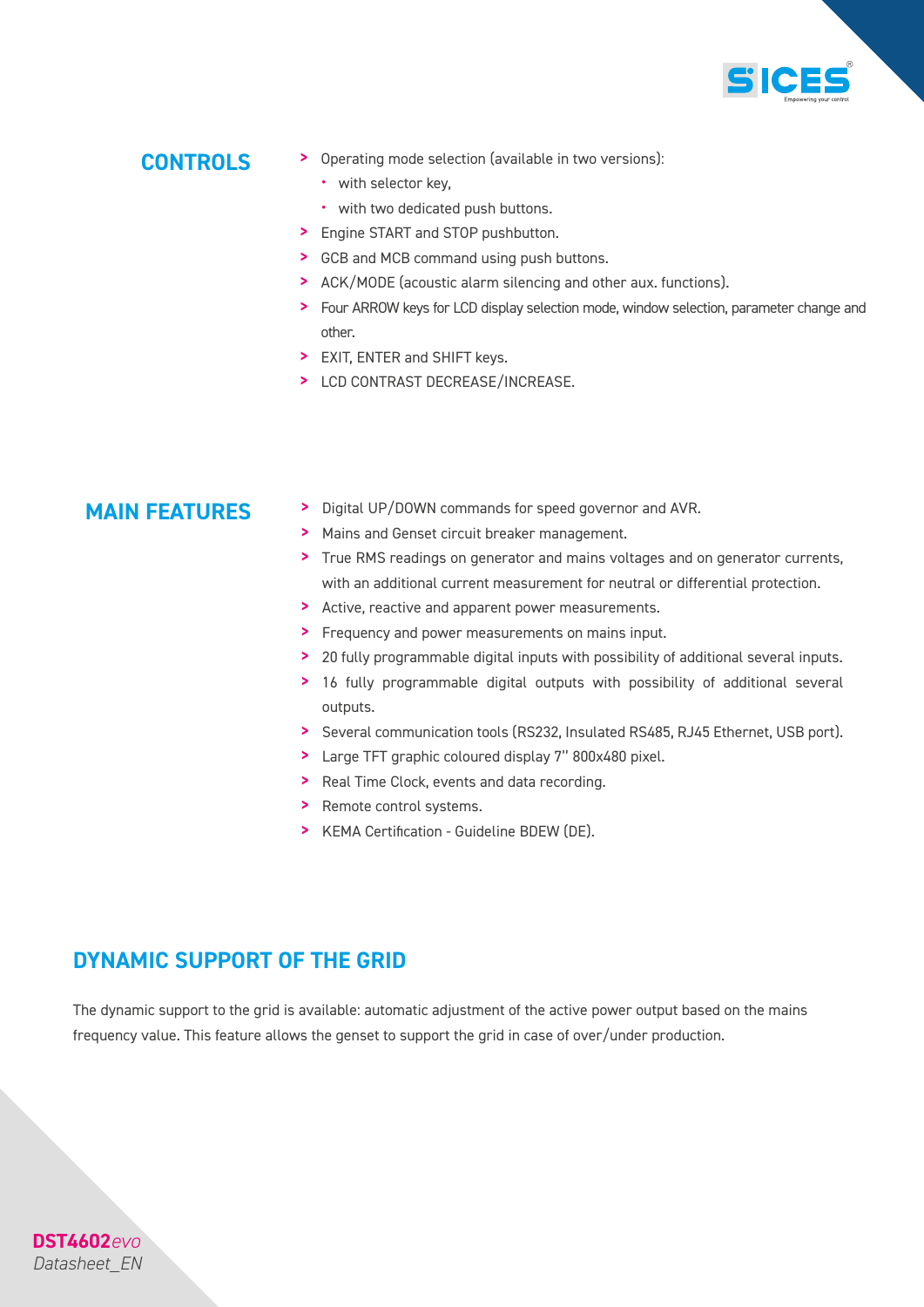## CONTROLS

- Operating mode selection (available in two versions):
  - with selector key,
  - with two dedicated push buttons.
- Engine START and STOP pushbutton.
- GCB and MCB command using push buttons.
- ACK/MODE (acoustic alarm silencing and other aux. functions).
- Four ARROW keys for LCD display selection mode, window selection, parameter change and other.
- EXIT, ENTER and SHIFT keys.
- LCD CONTRAST DECREASE/INCREASE.

## MAIN FEATURES

- Digital UP/DOWN commands for speed governor and AVR.
- Mains and Genset circuit breaker management.
- True RMS readings on generator and mains voltages and on generator currents, with an additional current measurement for neutral or differential protection.
- Active, reactive and apparent power measurements.
- Frequency and power measurements on mains input.
- 20 fully programmable digital inputs with possibility of additional several inputs.
- 16 fully programmable digital outputs with possibility of additional several outputs.
- Several communication tools (RS232, Insulated RS485, RJ45 Ethernet, USB port).
- Large TFT graphic coloured display 7'' 800x480 pixel.
- Real Time Clock, events and data recording.
- Remote control systems.
- KEMA Certification - Guideline BDEW (DE).

## DYNAMIC SUPPORT OF THE GRID

The dynamic support to the grid is available: automatic adjustment of the active power output based on the mains frequency value. This feature allows the genset to support the grid in case of over/under production.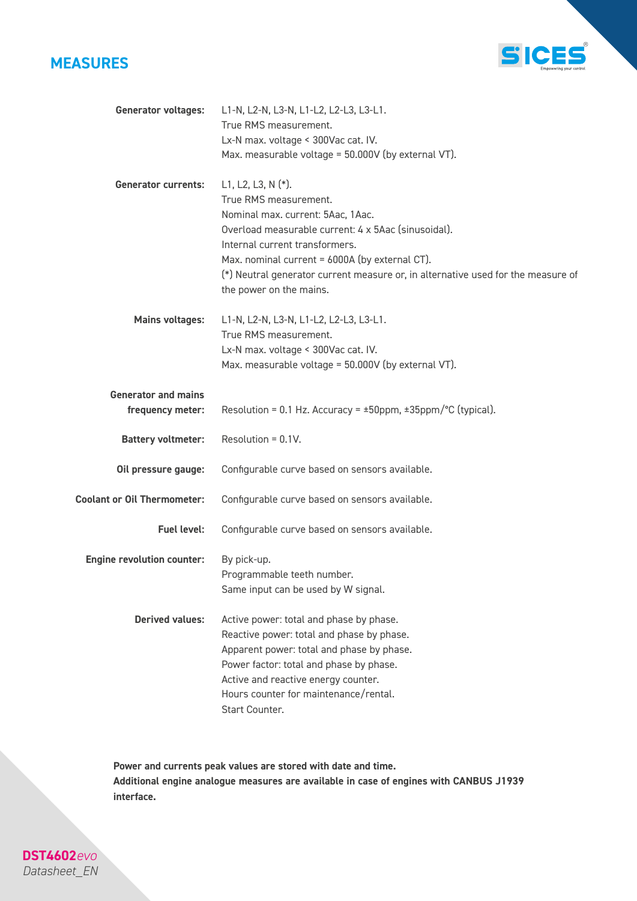# MEASURES

| | |
|---|---|
| **Generator voltages:** | L1-N, L2-N, L3-N, L1-L2, L2-L3, L3-L1.<br>True RMS measurement.<br>Lx-N max. voltage < 300Vac cat. IV.<br>Max. measurable voltage = 50.000V (by external VT). |
| **Generator currents:** | L1, L2, L3, N (*).<br>True RMS measurement.<br>Nominal max. current: 5Aac, 1Aac.<br>Overload measurable current: 4 x 5Aac (sinusoidal).<br>Internal current transformers.<br>Max. nominal current = 6000A (by external CT).<br>(*) Neutral generator current measure or, in alternative used for the measure of the power on the mains. |
| **Mains voltages:** | L1-N, L2-N, L3-N, L1-L2, L2-L3, L3-L1.<br>True RMS measurement.<br>Lx-N max. voltage < 300Vac cat. IV.<br>Max. measurable voltage = 50.000V (by external VT). |
| **Generator and mains frequency meter:** | Resolution = 0.1 Hz. Accuracy = ±50ppm, ±35ppm/°C (typical). |
| **Battery voltmeter:** | Resolution = 0.1V. |
| **Oil pressure gauge:** | Configurable curve based on sensors available. |
| **Coolant or Oil Thermometer:** | Configurable curve based on sensors available. |
| **Fuel level:** | Configurable curve based on sensors available. |
| **Engine revolution counter:** | By pick-up.<br>Programmable teeth number.<br>Same input can be used by W signal. |
| **Derived values:** | Active power: total and phase by phase.<br>Reactive power: total and phase by phase.<br>Apparent power: total and phase by phase.<br>Power factor: total and phase by phase.<br>Active and reactive energy counter.<br>Hours counter for maintenance/rental.<br>Start Counter. |

**Power and currents peak values are stored with date and time.**
**Additional engine analogue measures are available in case of engines with CANBUS J1939 interface.**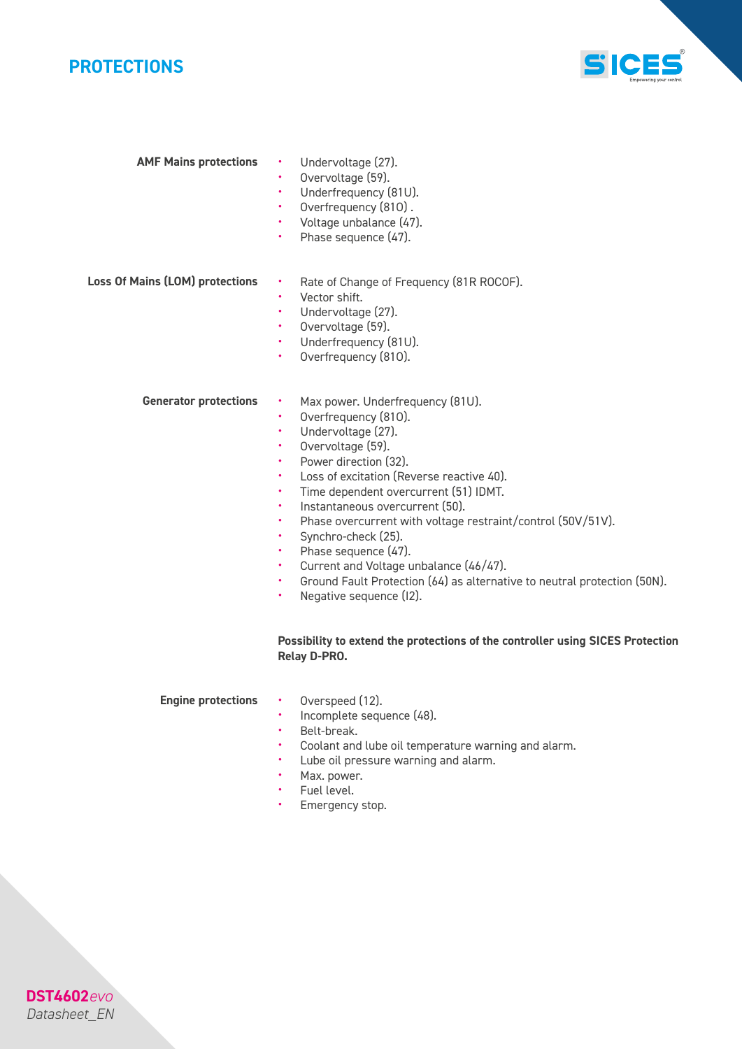# PROTECTIONS

**AMF Mains protections**

- Undervoltage (27).
- Overvoltage (59).
- Underfrequency (81U).
- Overfrequency (81O) .
- Voltage unbalance (47).
- Phase sequence (47).

**Loss Of Mains (LOM) protections**

- Rate of Change of Frequency (81R ROCOF).
- Vector shift.
- Undervoltage (27).
- Overvoltage (59).
- Underfrequency (81U).
- Overfrequency (81O).

**Generator protections**

- Max power. Underfrequency (81U).
- Overfrequency (81O).
- Undervoltage (27).
- Overvoltage (59).
- Power direction (32).
- Loss of excitation (Reverse reactive 40).
- Time dependent overcurrent (51) IDMT.
- Instantaneous overcurrent (50).
- Phase overcurrent with voltage restraint/control (50V/51V).
- Synchro-check (25).
- Phase sequence (47).
- Current and Voltage unbalance (46/47).
- Ground Fault Protection (64) as alternative to neutral protection (50N).
- Negative sequence (I2).

**Possibility to extend the protections of the controller using SICES Protection Relay D-PRO.**

**Engine protections**

- Overspeed (12).
- Incomplete sequence (48).
- Belt-break.
- Coolant and lube oil temperature warning and alarm.
- Lube oil pressure warning and alarm.
- Max. power.
- Fuel level.
- Emergency stop.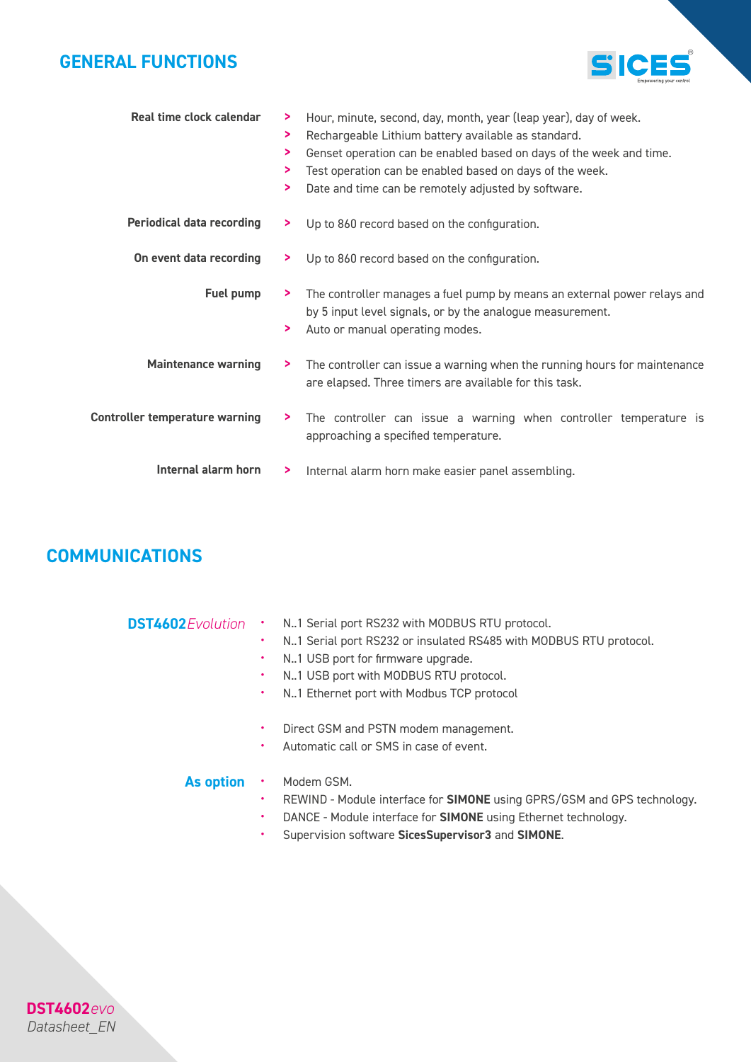## GENERAL FUNCTIONS

**Real time clock calendar**

- Hour, minute, second, day, month, year (leap year), day of week.
- Rechargeable Lithium battery available as standard.
- Genset operation can be enabled based on days of the week and time.
- Test operation can be enabled based on days of the week.
- Date and time can be remotely adjusted by software.

**Periodical data recording**

- Up to 860 record based on the configuration.

**On event data recording**

- Up to 860 record based on the configuration.

**Fuel pump**

- The controller manages a fuel pump by means an external power relays and by 5 input level signals, or by the analogue measurement.
- Auto or manual operating modes.

**Maintenance warning**

- The controller can issue a warning when the running hours for maintenance are elapsed. Three timers are available for this task.

**Controller temperature warning**

- The controller can issue a warning when controller temperature is approaching a specified temperature.

**Internal alarm horn**

- Internal alarm horn make easier panel assembling.

## COMMUNICATIONS

**DST4602***Evolution*

- N..1 Serial port RS232 with MODBUS RTU protocol.
- N..1 Serial port RS232 or insulated RS485 with MODBUS RTU protocol.
- N..1 USB port for firmware upgrade.
- N..1 USB port with MODBUS RTU protocol.
- N..1 Ethernet port with Modbus TCP protocol

- Direct GSM and PSTN modem management.
- Automatic call or SMS in case of event.

**As option**

- Modem GSM.
- REWIND - Module interface for **SIMONE** using GPRS/GSM and GPS technology.
- DANCE - Module interface for **SIMONE** using Ethernet technology.
- Supervision software **SicesSupervisor3** and **SIMONE**.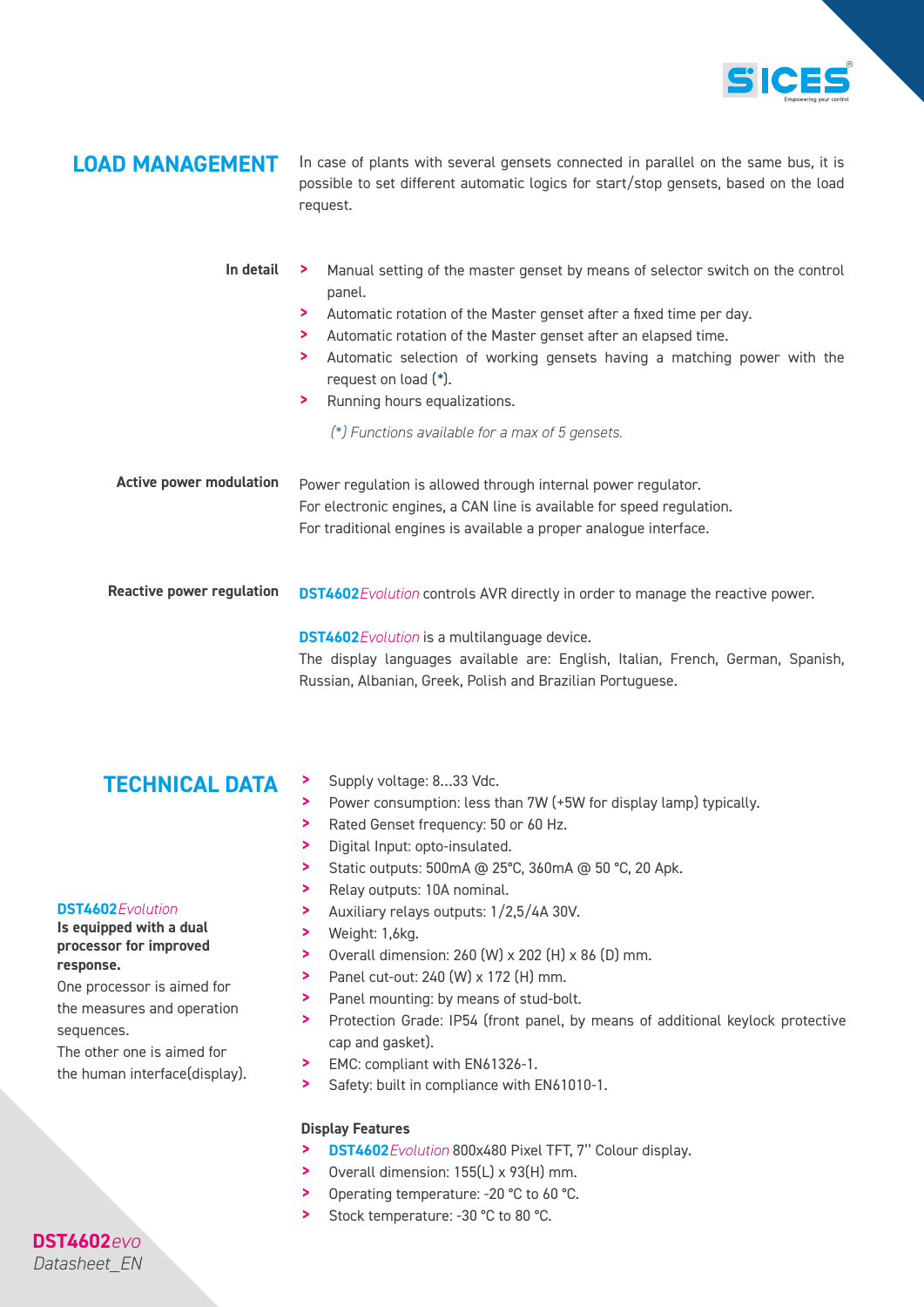## LOAD MANAGEMENT

In case of plants with several gensets connected in parallel on the same bus, it is possible to set different automatic logics for start/stop gensets, based on the load request.

**In detail**

- Manual setting of the master genset by means of selector switch on the control panel.
- Automatic rotation of the Master genset after a fixed time per day.
- Automatic rotation of the Master genset after an elapsed time.
- Automatic selection of working gensets having a matching power with the request on load (*).
- Running hours equalizations.

*(*) Functions available for a max of 5 gensets.*

**Active power modulation**

Power regulation is allowed through internal power regulator.
For electronic engines, a CAN line is available for speed regulation.
For traditional engines is available a proper analogue interface.

**Reactive power regulation**

**DST4602***Evolution* controls AVR directly in order to manage the reactive power.

**DST4602***Evolution* is a multilanguage device.
The display languages available are: English, Italian, French, German, Spanish, Russian, Albanian, Greek, Polish and Brazilian Portuguese.

## TECHNICAL DATA

- Supply voltage: 8...33 Vdc.
- Power consumption: less than 7W (+5W for display lamp) typically.
- Rated Genset frequency: 50 or 60 Hz.
- Digital Input: opto-insulated.
- Static outputs: 500mA @ 25°C, 360mA @ 50 °C, 20 Apk.
- Relay outputs: 10A nominal.
- Auxiliary relays outputs: 1/2,5/4A 30V.
- Weight: 1,6kg.
- Overall dimension: 260 (W) x 202 (H) x 86 (D) mm.
- Panel cut-out: 240 (W) x 172 (H) mm.
- Panel mounting: by means of stud-bolt.
- Protection Grade: IP54 (front panel, by means of additional keylock protective cap and gasket).
- EMC: compliant with EN61326-1.
- Safety: built in compliance with EN61010-1.

**DST4602***Evolution*
**Is equipped with a dual processor for improved response.**
One processor is aimed for the measures and operation sequences.
The other one is aimed for the human interface(display).

**Display Features**

- **DST4602***Evolution* 800x480 Pixel TFT, 7'' Colour display.
- Overall dimension: 155(L) x 93(H) mm.
- Operating temperature: -20 °C to 60 °C.
- Stock temperature: -30 °C to 80 °C.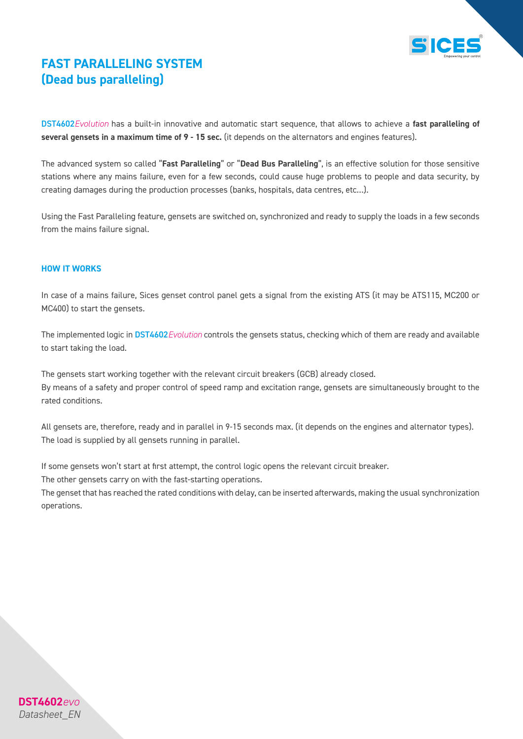# FAST PARALLELING SYSTEM
# (Dead bus paralleling)

DST4602*Evolution* has a built-in innovative and automatic start sequence, that allows to achieve a **fast paralleling of several gensets in a maximum time of 9 - 15 sec.** (it depends on the alternators and engines features).

The advanced system so called "**Fast Paralleling**" or "**Dead Bus Paralleling**", is an effective solution for those sensitive stations where any mains failure, even for a few seconds, could cause huge problems to people and data security, by creating damages during the production processes (banks, hospitals, data centres, etc...).

Using the Fast Paralleling feature, gensets are switched on, synchronized and ready to supply the loads in a few seconds from the mains failure signal.

## HOW IT WORKS

In case of a mains failure, Sices genset control panel gets a signal from the existing ATS (it may be ATS115, MC200 or MC400) to start the gensets.

The implemented logic in DST4602*Evolution* controls the gensets status, checking which of them are ready and available to start taking the load.

The gensets start working together with the relevant circuit breakers (GCB) already closed.
By means of a safety and proper control of speed ramp and excitation range, gensets are simultaneously brought to the rated conditions.

All gensets are, therefore, ready and in parallel in 9-15 seconds max. (it depends on the engines and alternator types).
The load is supplied by all gensets running in parallel.

If some gensets won't start at first attempt, the control logic opens the relevant circuit breaker.
The other gensets carry on with the fast-starting operations.
The genset that has reached the rated conditions with delay, can be inserted afterwards, making the usual synchronization operations.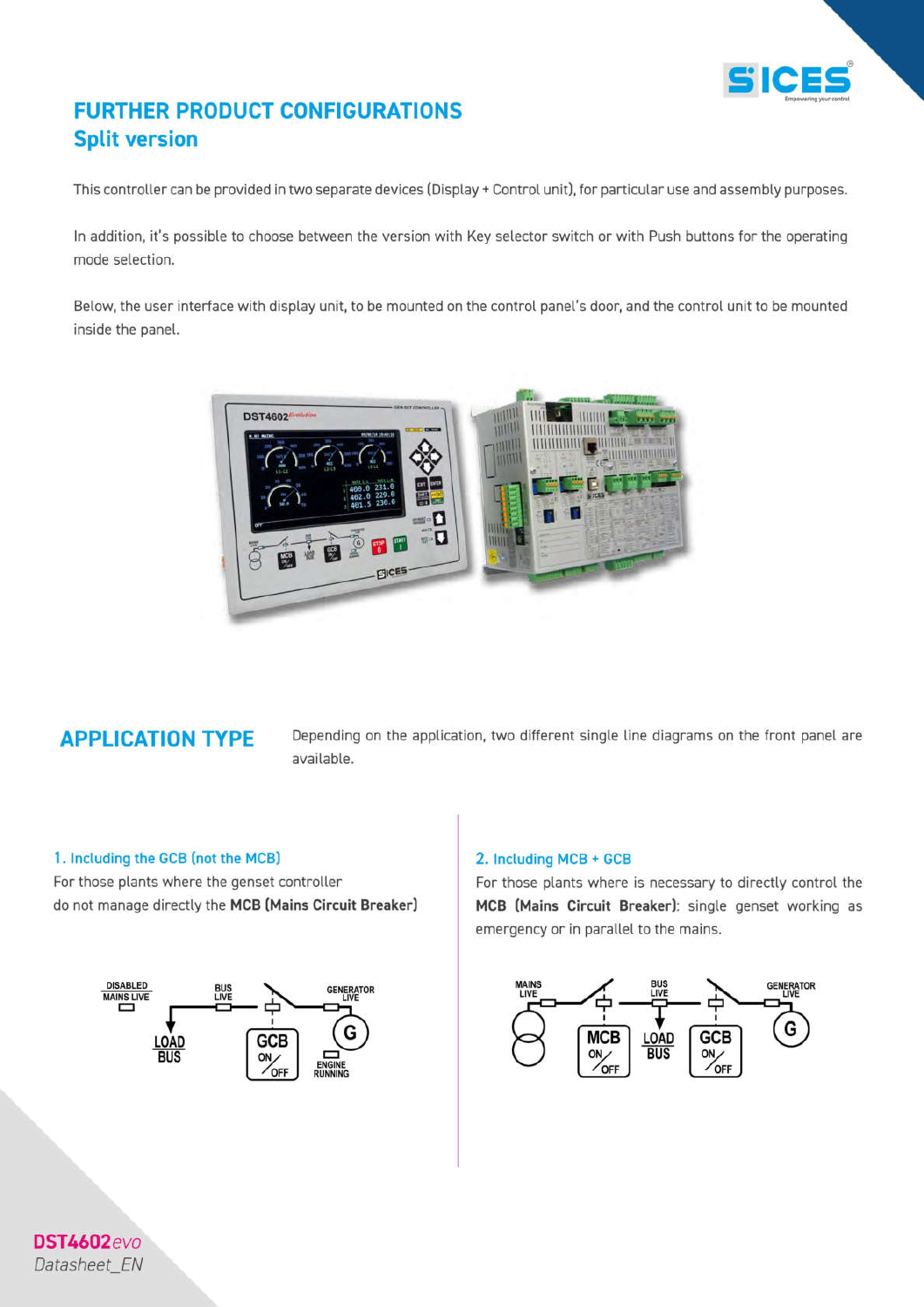# FURTHER PRODUCT CONFIGURATIONS

## Split version

This controller can be provided in two separate devices (Display + Control unit), for particular use and assembly purposes.

In addition, it's possible to choose between the version with Key selector switch or with Push buttons for the operating mode selection.

Below, the user interface with display unit, to be mounted on the control panel's door, and the control unit to be mounted inside the panel.

## APPLICATION TYPE

Depending on the application, two different single line diagrams on the front panel are available.

### 1. Including the GCB (not the MCB)

For those plants where the genset controller do not manage directly the **MCB (Mains Circuit Breaker)**

### 2. Including MCB + GCB

For those plants where is necessary to directly control the **MCB (Mains Circuit Breaker)**: single genset working as emergency or in parallel to the mains.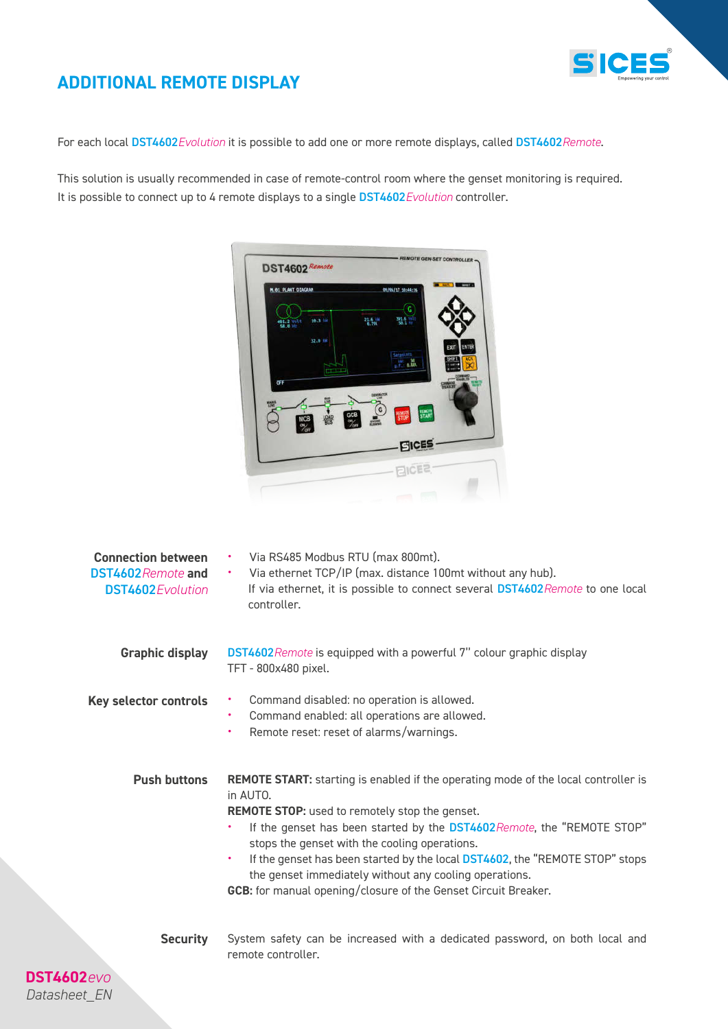## ADDITIONAL REMOTE DISPLAY

For each local DST4602*Evolution* it is possible to add one or more remote displays, called DST4602*Remote*.

This solution is usually recommended in case of remote-control room where the genset monitoring is required.
It is possible to connect up to 4 remote displays to a single DST4602*Evolution* controller.

**Connection between DST4602*Remote* and DST4602*Evolution***

- Via RS485 Modbus RTU (max 800mt).
- Via ethernet TCP/IP (max. distance 100mt without any hub).
  If via ethernet, it is possible to connect several DST4602*Remote* to one local controller.

**Graphic display**

DST4602*Remote* is equipped with a powerful 7'' colour graphic display TFT - 800x480 pixel.

**Key selector controls**

- Command disabled: no operation is allowed.
- Command enabled: all operations are allowed.
- Remote reset: reset of alarms/warnings.

**Push buttons**

**REMOTE START:** starting is enabled if the operating mode of the local controller is in AUTO.
**REMOTE STOP:** used to remotely stop the genset.

- If the genset has been started by the DST4602*Remote*, the "REMOTE STOP" stops the genset with the cooling operations.
- If the genset has been started by the local DST4602, the "REMOTE STOP" stops the genset immediately without any cooling operations.

**GCB:** for manual opening/closure of the Genset Circuit Breaker.

**Security**

System safety can be increased with a dedicated password, on both local and remote controller.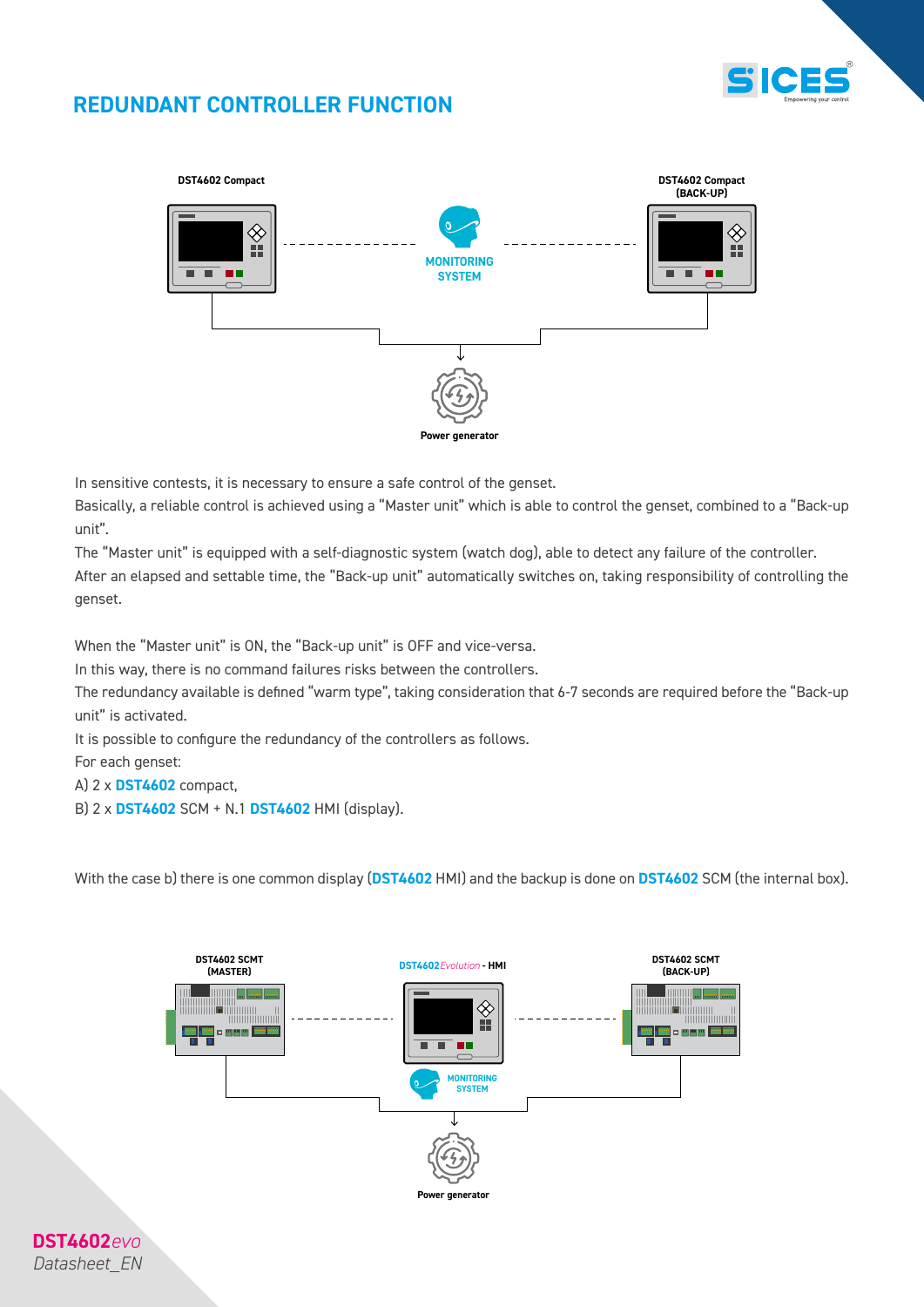# REDUNDANT CONTROLLER FUNCTION

DST4602 Compact

MONITORING SYSTEM

DST4602 Compact (BACK-UP)

Power generator

In sensitive contests, it is necessary to ensure a safe control of the genset.
Basically, a reliable control is achieved using a "Master unit" which is able to control the genset, combined to a "Back-up unit".
The "Master unit" is equipped with a self-diagnostic system (watch dog), able to detect any failure of the controller.
After an elapsed and settable time, the "Back-up unit" automatically switches on, taking responsibility of controlling the genset.

When the "Master unit" is ON, the "Back-up unit" is OFF and vice-versa.
In this way, there is no command failures risks between the controllers.
The redundancy available is defined "warm type", taking consideration that 6-7 seconds are required before the "Back-up unit" is activated.
It is possible to configure the redundancy of the controllers as follows.
For each genset:
A) 2 x **DST4602** compact,
B) 2 x **DST4602** SCM + N.1 **DST4602** HMI (display).

With the case b) there is one common display (**DST4602** HMI) and the backup is done on **DST4602** SCM (the internal box).

DST4602 SCMT (MASTER)

DST4602*Evolution* - HMI

DST4602 SCMT (BACK-UP)

MONITORING SYSTEM

Power generator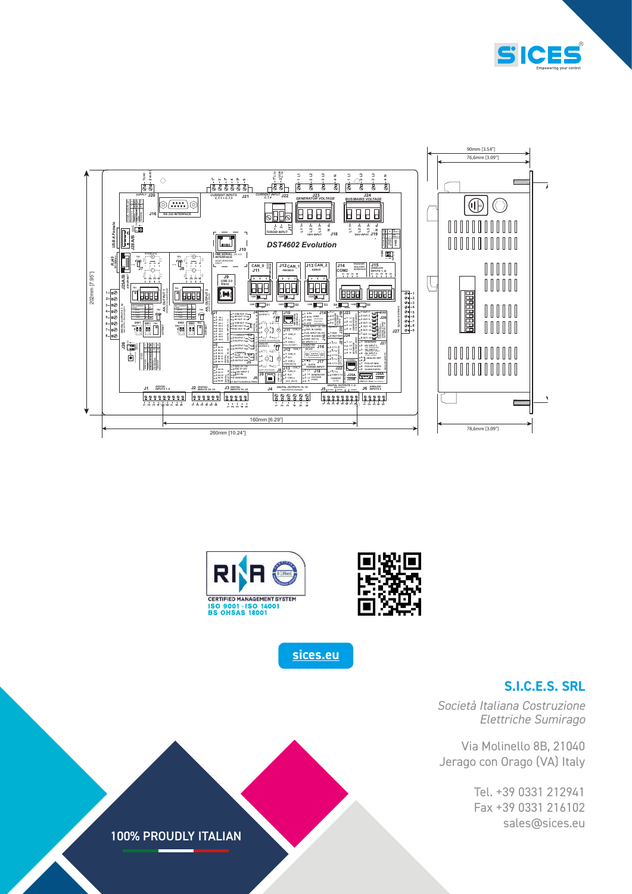SICES

Empowering your control

DST4602 Evolution

90mm [3.54"]

76,6mm [3.09"]

202mm [7.95"]

160mm [6.29"]

260mm [10.24"]

78,6mm [3.09"]

CERTIFIED MANAGEMENT SYSTEM
ISO 9001 - ISO 14001
BS OHSAS 18001

sices.eu

## S.I.C.E.S. SRL

*Società Italiana Costruzione Elettriche Sumirago*

Via Molinello 8B, 21040
Jerago con Orago (VA) Italy

Tel. +39 0331 212941
Fax +39 0331 216102
sales@sices.eu

100% PROUDLY ITALIAN